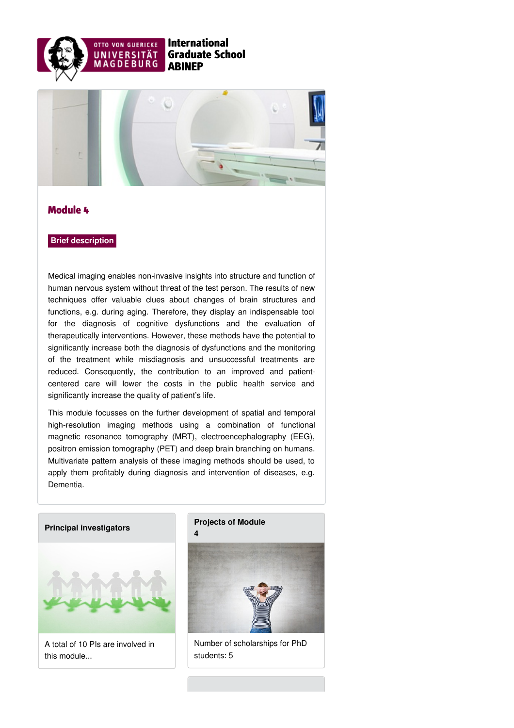OTTO VON GUERICKE UNIVERSITÄT MAGDEBURG

**International Graduate School ABINEP**

# Module 4

**Brief description**

Medical imaging enables non-invasive insights into structure and function of human nervous system without threat of the test person. The results of new techniques offer valuable clues about changes of brain structures and functions, e.g. during aging. Therefore, they display an indispensable tool for the diagnosis of cognitive dysfunctions and the evaluation of therapeutically interventions. However, these methods have the potential to significantly increase both the diagnosis of dysfunctions and the monitoring of the treatment while misdiagnosis and unsuccessful treatments are reduced. Consequently, the contribution to an improved and patient-centered care will lower the costs in the public health service and significantly increase the quality of patient's life.

This module focusses on the further development of spatial and temporal high-resolution imaging methods using a combination of functional magnetic resonance tomography (MRT), electroencephalography (EEG), positron emission tomography (PET) and deep brain branching on humans. Multivariate pattern analysis of these imaging methods should be used, to apply them profitably during diagnosis and intervention of diseases, e.g. Dementia.

**Principal investigators**

A total of 10 PIs are involved in this module...

**Projects of Module 4**

Number of scholarships for PhD students: 5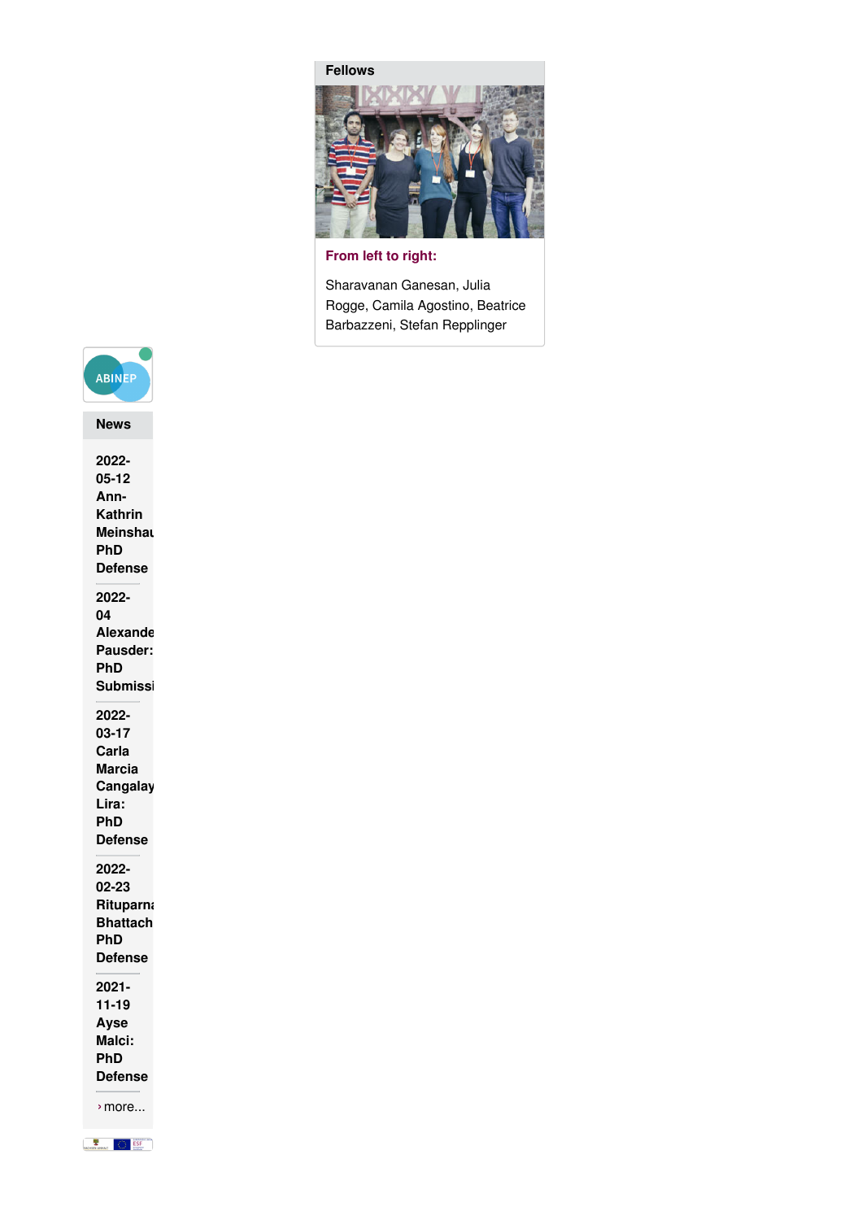**Fellows**

**From left to right:**

Sharavanan Ganesan, Julia Rogge, Camila Agostino, Beatrice Barbazzeni, Stefan Repplinger

ABINEP

**News**

**2022-05-12 Ann-Kathrin Meinshau PhD Defense**

**2022-04 Alexande Pausder: PhD Submissi**

**2022-03-17 Carla Marcia Cangalay Lira: PhD Defense**

**2022-02-23 Rituparna Bhattach PhD Defense**

**2021-11-19 Ayse Malci: PhD Defense**

› more...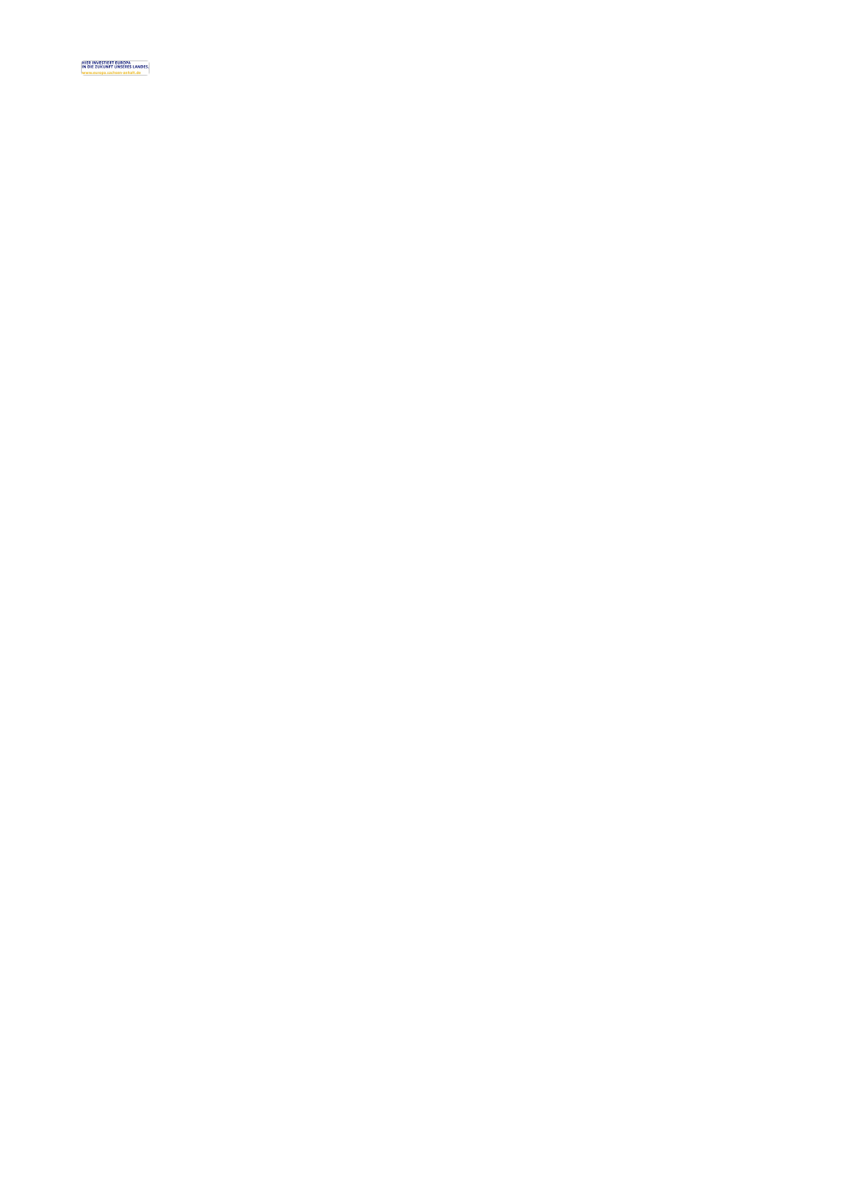HIER INVESTIERT EUROPA
IN DIE ZUKUNFT UNSERES LANDES.
www.europa.sachsen-anhalt.de